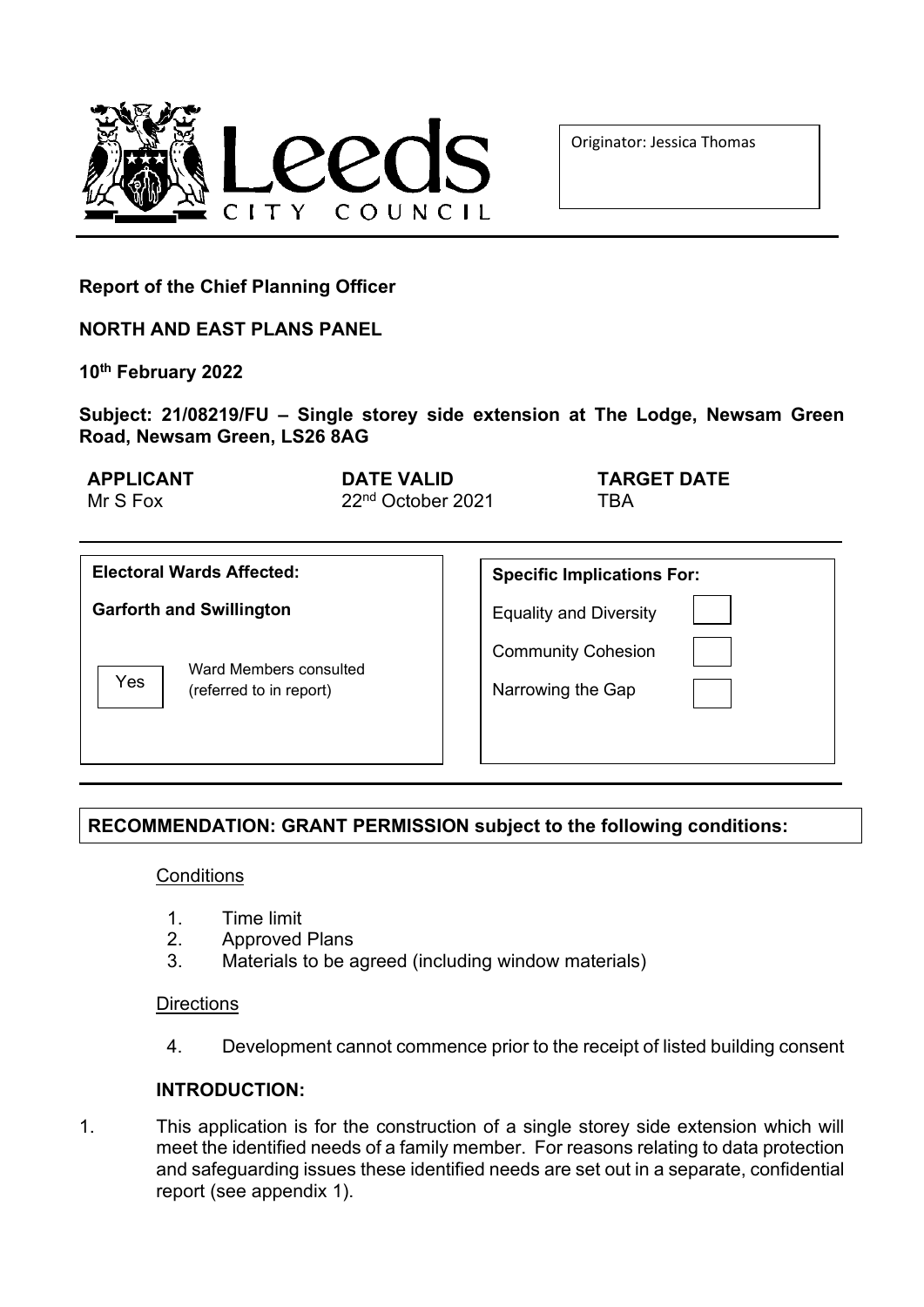Leeds CITY COUNCIL

Originator: Jessica Thomas

**Report of the Chief Planning Officer**

**NORTH AND EAST PLANS PANEL**

**10th February 2022**

**Subject: 21/08219/FU – Single storey side extension at The Lodge, Newsam Green Road, Newsam Green, LS26 8AG**

| **APPLICANT** | **DATE VALID** | **TARGET DATE** |
|---|---|---|
| Mr S Fox | 22nd October 2021 | TBA |

| **Electoral Wards Affected:** | **Specific Implications For:** | |
|---|---|---|
| **Garforth and Swillington** | Equality and Diversity | |
| | Community Cohesion | |
| Yes — Ward Members consulted (referred to in report) | Narrowing the Gap | |

**RECOMMENDATION: GRANT PERMISSION subject to the following conditions:**

Conditions

1. Time limit
2. Approved Plans
3. Materials to be agreed (including window materials)

Directions

4. Development cannot commence prior to the receipt of listed building consent

**INTRODUCTION:**

1. This application is for the construction of a single storey side extension which will meet the identified needs of a family member. For reasons relating to data protection and safeguarding issues these identified needs are set out in a separate, confidential report (see appendix 1).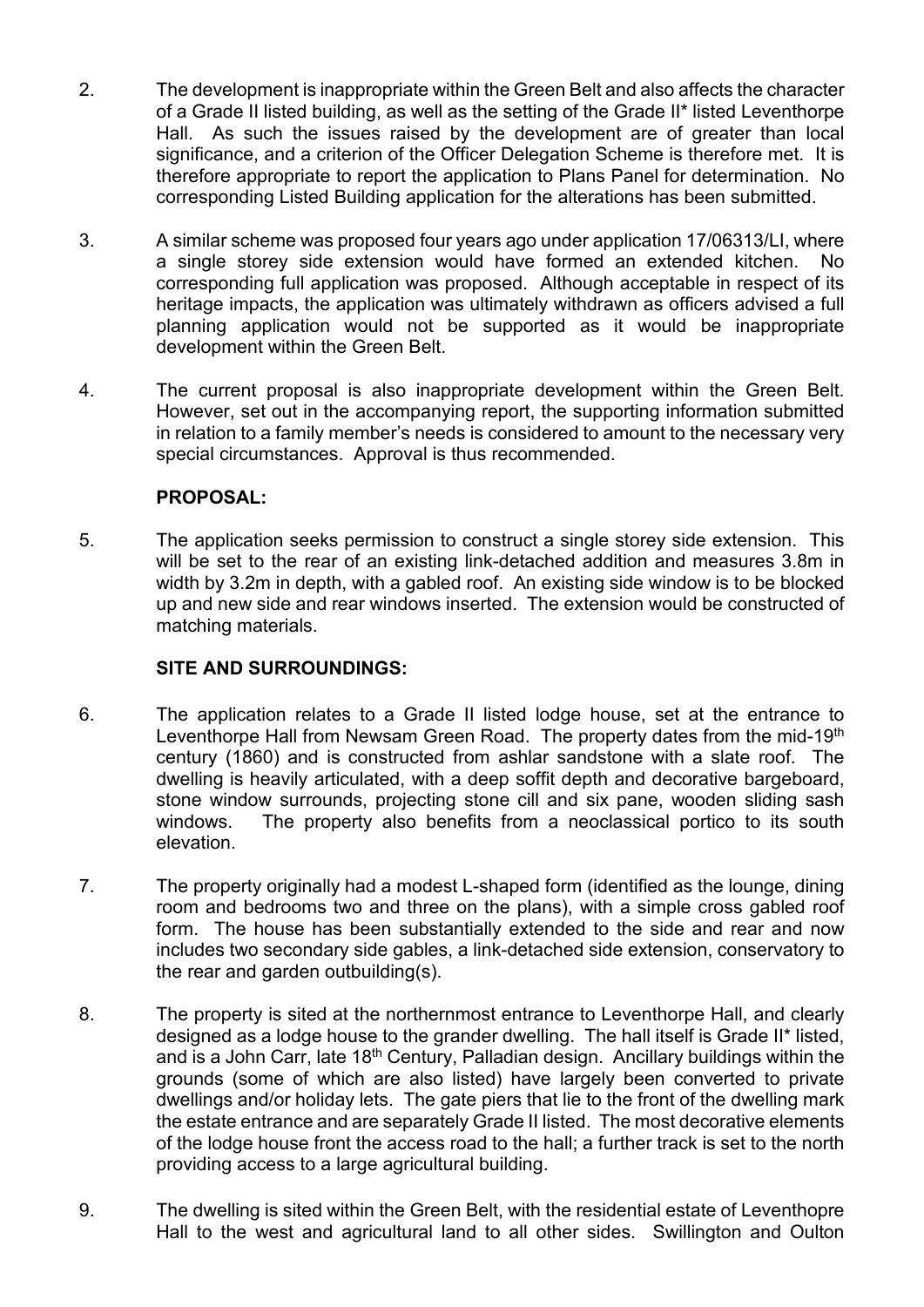2. The development is inappropriate within the Green Belt and also affects the character of a Grade II listed building, as well as the setting of the Grade II* listed Leventhorpe Hall. As such the issues raised by the development are of greater than local significance, and a criterion of the Officer Delegation Scheme is therefore met. It is therefore appropriate to report the application to Plans Panel for determination. No corresponding Listed Building application for the alterations has been submitted.

3. A similar scheme was proposed four years ago under application 17/06313/LI, where a single storey side extension would have formed an extended kitchen. No corresponding full application was proposed. Although acceptable in respect of its heritage impacts, the application was ultimately withdrawn as officers advised a full planning application would not be supported as it would be inappropriate development within the Green Belt.

4. The current proposal is also inappropriate development within the Green Belt. However, set out in the accompanying report, the supporting information submitted in relation to a family member's needs is considered to amount to the necessary very special circumstances. Approval is thus recommended.

**PROPOSAL:**

5. The application seeks permission to construct a single storey side extension. This will be set to the rear of an existing link-detached addition and measures 3.8m in width by 3.2m in depth, with a gabled roof. An existing side window is to be blocked up and new side and rear windows inserted. The extension would be constructed of matching materials.

**SITE AND SURROUNDINGS:**

6. The application relates to a Grade II listed lodge house, set at the entrance to Leventhorpe Hall from Newsam Green Road. The property dates from the mid-19th century (1860) and is constructed from ashlar sandstone with a slate roof. The dwelling is heavily articulated, with a deep soffit depth and decorative bargeboard, stone window surrounds, projecting stone cill and six pane, wooden sliding sash windows. The property also benefits from a neoclassical portico to its south elevation.

7. The property originally had a modest L-shaped form (identified as the lounge, dining room and bedrooms two and three on the plans), with a simple cross gabled roof form. The house has been substantially extended to the side and rear and now includes two secondary side gables, a link-detached side extension, conservatory to the rear and garden outbuilding(s).

8. The property is sited at the northernmost entrance to Leventhorpe Hall, and clearly designed as a lodge house to the grander dwelling. The hall itself is Grade II* listed, and is a John Carr, late 18th Century, Palladian design. Ancillary buildings within the grounds (some of which are also listed) have largely been converted to private dwellings and/or holiday lets. The gate piers that lie to the front of the dwelling mark the estate entrance and are separately Grade II listed. The most decorative elements of the lodge house front the access road to the hall; a further track is set to the north providing access to a large agricultural building.

9. The dwelling is sited within the Green Belt, with the residential estate of Leventhopre Hall to the west and agricultural land to all other sides. Swillington and Oulton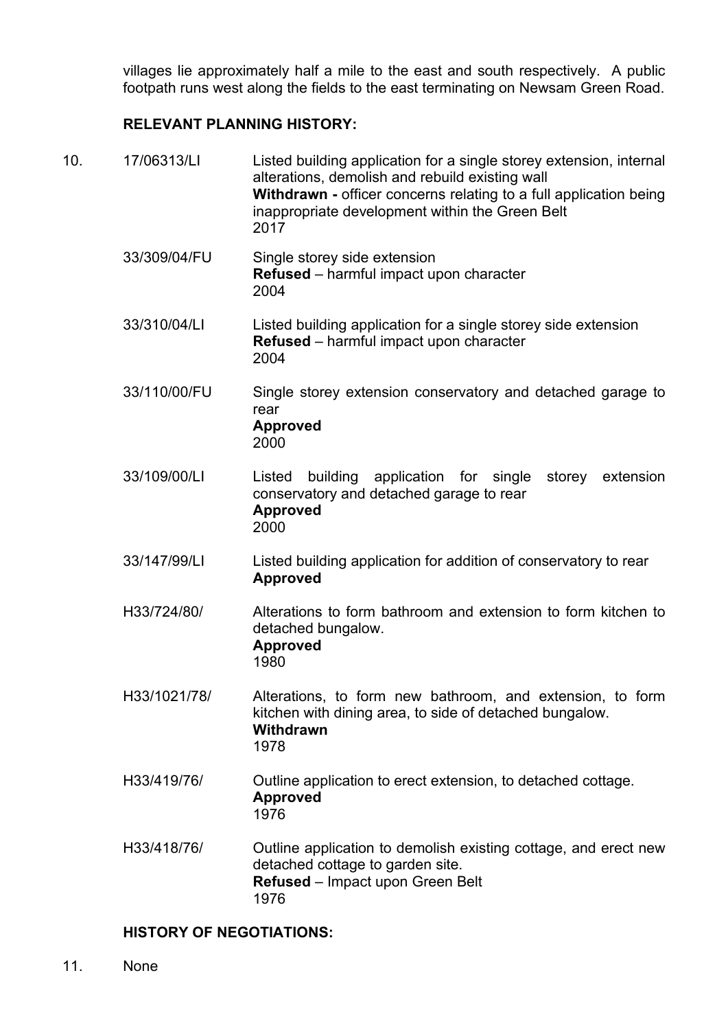villages lie approximately half a mile to the east and south respectively. A public footpath runs west along the fields to the east terminating on Newsam Green Road.

### RELEVANT PLANNING HISTORY:

10. 17/06313/LI — Listed building application for a single storey extension, internal alterations, demolish and rebuild existing wall
    **Withdrawn -** officer concerns relating to a full application being inappropriate development within the Green Belt
    2017

    33/309/04/FU — Single storey side extension
    **Refused** – harmful impact upon character
    2004

    33/310/04/LI — Listed building application for a single storey side extension
    **Refused** – harmful impact upon character
    2004

    33/110/00/FU — Single storey extension conservatory and detached garage to rear
    **Approved**
    2000

    33/109/00/LI — Listed building application for single storey extension conservatory and detached garage to rear
    **Approved**
    2000

    33/147/99/LI — Listed building application for addition of conservatory to rear
    **Approved**

    H33/724/80/ — Alterations to form bathroom and extension to form kitchen to detached bungalow.
    **Approved**
    1980

    H33/1021/78/ — Alterations, to form new bathroom, and extension, to form kitchen with dining area, to side of detached bungalow.
    **Withdrawn**
    1978

    H33/419/76/ — Outline application to erect extension, to detached cottage.
    **Approved**
    1976

    H33/418/76/ — Outline application to demolish existing cottage, and erect new detached cottage to garden site.
    **Refused** – Impact upon Green Belt
    1976

### HISTORY OF NEGOTIATIONS:

11. None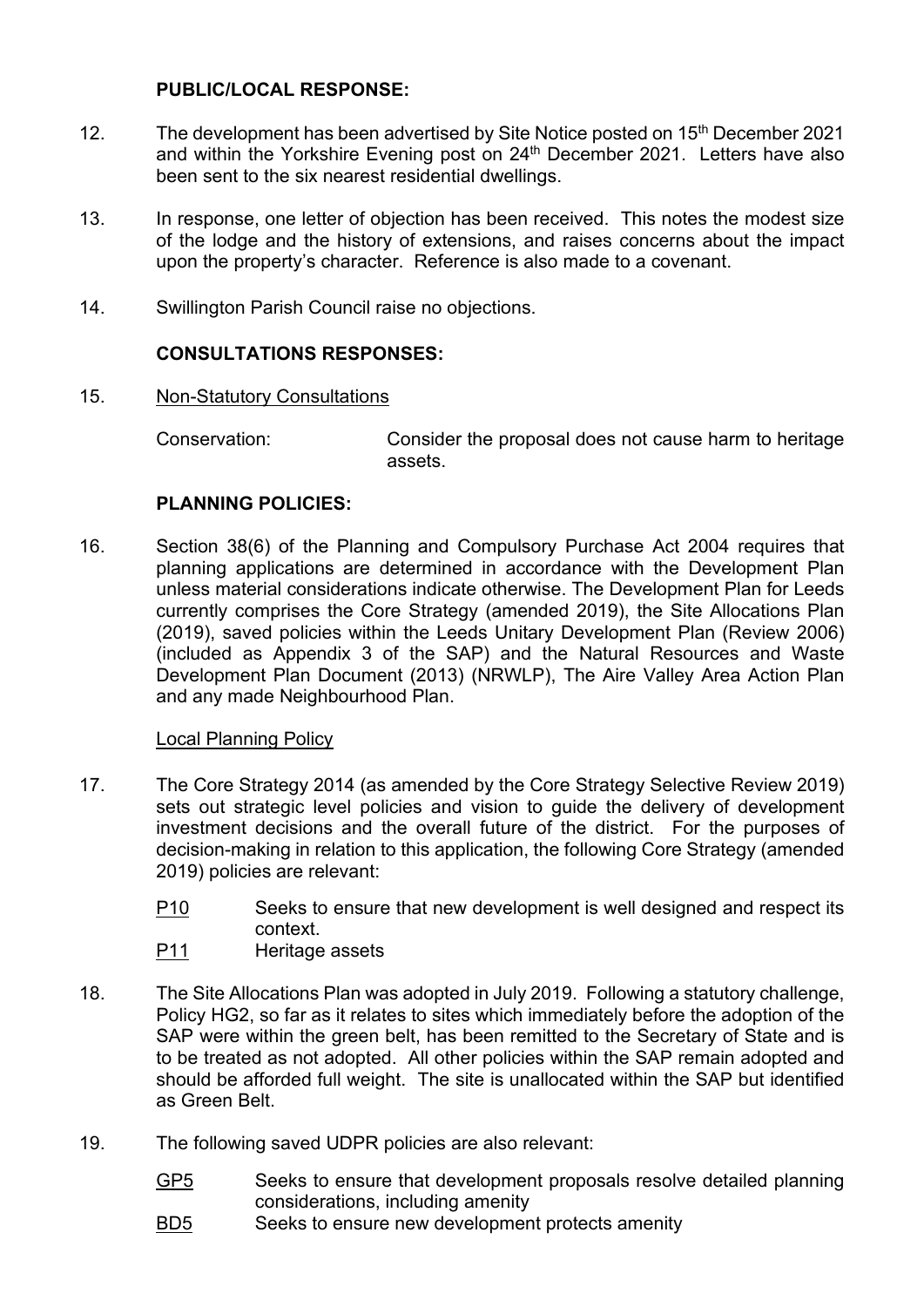**PUBLIC/LOCAL RESPONSE:**

12. The development has been advertised by Site Notice posted on 15th December 2021 and within the Yorkshire Evening post on 24th December 2021. Letters have also been sent to the six nearest residential dwellings.

13. In response, one letter of objection has been received. This notes the modest size of the lodge and the history of extensions, and raises concerns about the impact upon the property's character. Reference is also made to a covenant.

14. Swillington Parish Council raise no objections.

**CONSULTATIONS RESPONSES:**

15. Non-Statutory Consultations

    Conservation: Consider the proposal does not cause harm to heritage assets.

**PLANNING POLICIES:**

16. Section 38(6) of the Planning and Compulsory Purchase Act 2004 requires that planning applications are determined in accordance with the Development Plan unless material considerations indicate otherwise. The Development Plan for Leeds currently comprises the Core Strategy (amended 2019), the Site Allocations Plan (2019), saved policies within the Leeds Unitary Development Plan (Review 2006) (included as Appendix 3 of the SAP) and the Natural Resources and Waste Development Plan Document (2013) (NRWLP), The Aire Valley Area Action Plan and any made Neighbourhood Plan.

    Local Planning Policy

17. The Core Strategy 2014 (as amended by the Core Strategy Selective Review 2019) sets out strategic level policies and vision to guide the delivery of development investment decisions and the overall future of the district. For the purposes of decision-making in relation to this application, the following Core Strategy (amended 2019) policies are relevant:

    - P10 Seeks to ensure that new development is well designed and respect its context.
    - P11 Heritage assets

18. The Site Allocations Plan was adopted in July 2019. Following a statutory challenge, Policy HG2, so far as it relates to sites which immediately before the adoption of the SAP were within the green belt, has been remitted to the Secretary of State and is to be treated as not adopted. All other policies within the SAP remain adopted and should be afforded full weight. The site is unallocated within the SAP but identified as Green Belt.

19. The following saved UDPR policies are also relevant:

    - GP5 Seeks to ensure that development proposals resolve detailed planning considerations, including amenity
    - BD5 Seeks to ensure new development protects amenity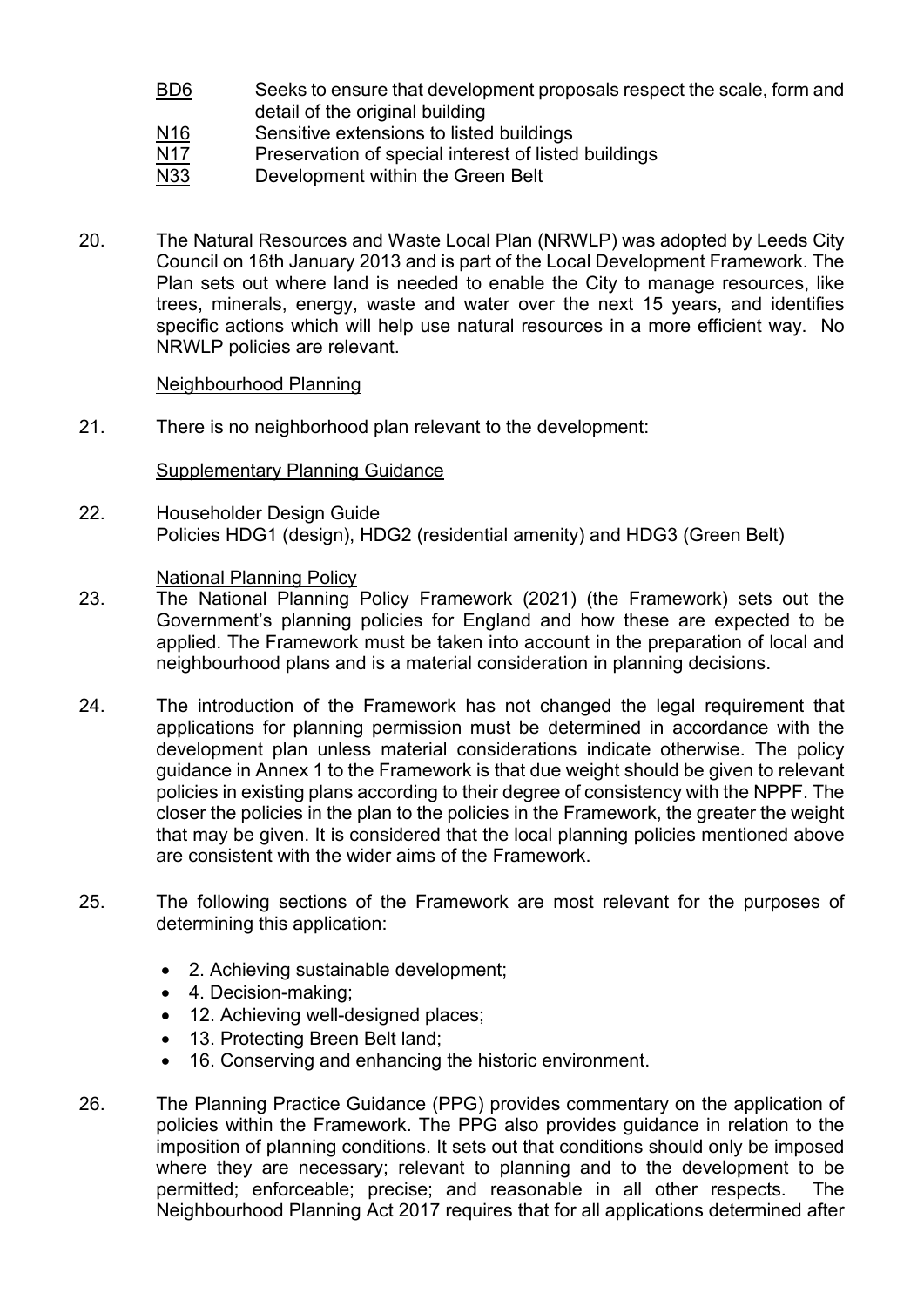BD6 Seeks to ensure that development proposals respect the scale, form and detail of the original building
N16 Sensitive extensions to listed buildings
N17 Preservation of special interest of listed buildings
N33 Development within the Green Belt

20. The Natural Resources and Waste Local Plan (NRWLP) was adopted by Leeds City Council on 16th January 2013 and is part of the Local Development Framework. The Plan sets out where land is needed to enable the City to manage resources, like trees, minerals, energy, waste and water over the next 15 years, and identifies specific actions which will help use natural resources in a more efficient way. No NRWLP policies are relevant.

Neighbourhood Planning

21. There is no neighborhood plan relevant to the development:

Supplementary Planning Guidance

22. Householder Design Guide
Policies HDG1 (design), HDG2 (residential amenity) and HDG3 (Green Belt)

National Planning Policy

23. The National Planning Policy Framework (2021) (the Framework) sets out the Government's planning policies for England and how these are expected to be applied. The Framework must be taken into account in the preparation of local and neighbourhood plans and is a material consideration in planning decisions.

24. The introduction of the Framework has not changed the legal requirement that applications for planning permission must be determined in accordance with the development plan unless material considerations indicate otherwise. The policy guidance in Annex 1 to the Framework is that due weight should be given to relevant policies in existing plans according to their degree of consistency with the NPPF. The closer the policies in the plan to the policies in the Framework, the greater the weight that may be given. It is considered that the local planning policies mentioned above are consistent with the wider aims of the Framework.

25. The following sections of the Framework are most relevant for the purposes of determining this application:

- 2. Achieving sustainable development;
- 4. Decision-making;
- 12. Achieving well-designed places;
- 13. Protecting Breen Belt land;
- 16. Conserving and enhancing the historic environment.

26. The Planning Practice Guidance (PPG) provides commentary on the application of policies within the Framework. The PPG also provides guidance in relation to the imposition of planning conditions. It sets out that conditions should only be imposed where they are necessary; relevant to planning and to the development to be permitted; enforceable; precise; and reasonable in all other respects. The Neighbourhood Planning Act 2017 requires that for all applications determined after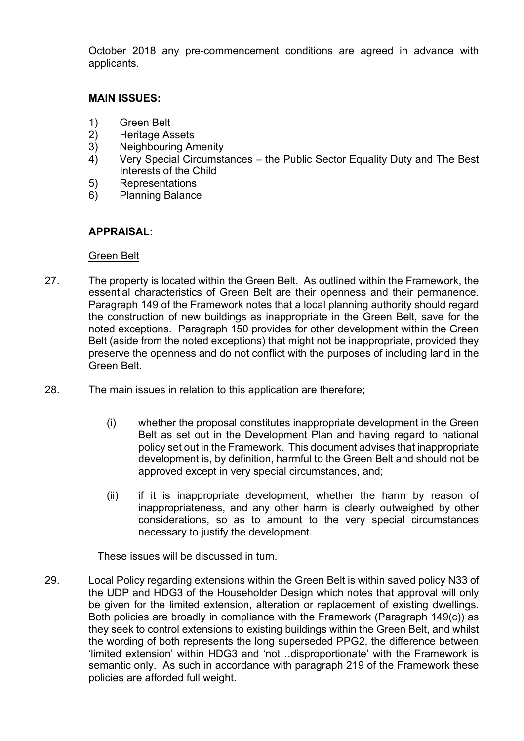October 2018 any pre-commencement conditions are agreed in advance with applicants.

**MAIN ISSUES:**

1) Green Belt
2) Heritage Assets
3) Neighbouring Amenity
4) Very Special Circumstances – the Public Sector Equality Duty and The Best Interests of the Child
5) Representations
6) Planning Balance

**APPRAISAL:**

Green Belt

27. The property is located within the Green Belt. As outlined within the Framework, the essential characteristics of Green Belt are their openness and their permanence. Paragraph 149 of the Framework notes that a local planning authority should regard the construction of new buildings as inappropriate in the Green Belt, save for the noted exceptions. Paragraph 150 provides for other development within the Green Belt (aside from the noted exceptions) that might not be inappropriate, provided they preserve the openness and do not conflict with the purposes of including land in the Green Belt.

28. The main issues in relation to this application are therefore;

    (i) whether the proposal constitutes inappropriate development in the Green Belt as set out in the Development Plan and having regard to national policy set out in the Framework. This document advises that inappropriate development is, by definition, harmful to the Green Belt and should not be approved except in very special circumstances, and;

    (ii) if it is inappropriate development, whether the harm by reason of inappropriateness, and any other harm is clearly outweighed by other considerations, so as to amount to the very special circumstances necessary to justify the development.

    These issues will be discussed in turn.

29. Local Policy regarding extensions within the Green Belt is within saved policy N33 of the UDP and HDG3 of the Householder Design which notes that approval will only be given for the limited extension, alteration or replacement of existing dwellings. Both policies are broadly in compliance with the Framework (Paragraph 149(c)) as they seek to control extensions to existing buildings within the Green Belt, and whilst the wording of both represents the long superseded PPG2, the difference between 'limited extension' within HDG3 and 'not…disproportionate' with the Framework is semantic only. As such in accordance with paragraph 219 of the Framework these policies are afforded full weight.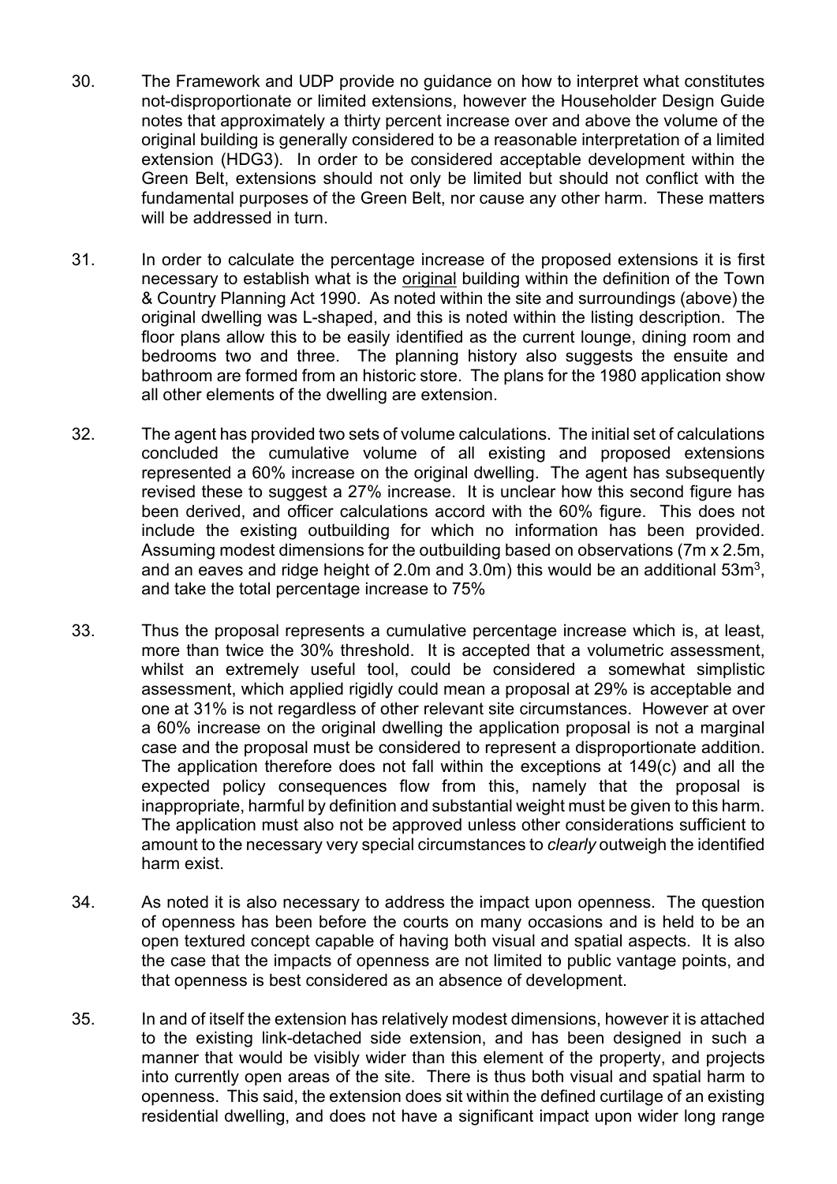30. The Framework and UDP provide no guidance on how to interpret what constitutes not-disproportionate or limited extensions, however the Householder Design Guide notes that approximately a thirty percent increase over and above the volume of the original building is generally considered to be a reasonable interpretation of a limited extension (HDG3). In order to be considered acceptable development within the Green Belt, extensions should not only be limited but should not conflict with the fundamental purposes of the Green Belt, nor cause any other harm. These matters will be addressed in turn.

31. In order to calculate the percentage increase of the proposed extensions it is first necessary to establish what is the original building within the definition of the Town & Country Planning Act 1990. As noted within the site and surroundings (above) the original dwelling was L-shaped, and this is noted within the listing description. The floor plans allow this to be easily identified as the current lounge, dining room and bedrooms two and three. The planning history also suggests the ensuite and bathroom are formed from an historic store. The plans for the 1980 application show all other elements of the dwelling are extension.

32. The agent has provided two sets of volume calculations. The initial set of calculations concluded the cumulative volume of all existing and proposed extensions represented a 60% increase on the original dwelling. The agent has subsequently revised these to suggest a 27% increase. It is unclear how this second figure has been derived, and officer calculations accord with the 60% figure. This does not include the existing outbuilding for which no information has been provided. Assuming modest dimensions for the outbuilding based on observations (7m x 2.5m, and an eaves and ridge height of 2.0m and 3.0m) this would be an additional 53m$^3$, and take the total percentage increase to 75%

33. Thus the proposal represents a cumulative percentage increase which is, at least, more than twice the 30% threshold. It is accepted that a volumetric assessment, whilst an extremely useful tool, could be considered a somewhat simplistic assessment, which applied rigidly could mean a proposal at 29% is acceptable and one at 31% is not regardless of other relevant site circumstances. However at over a 60% increase on the original dwelling the application proposal is not a marginal case and the proposal must be considered to represent a disproportionate addition. The application therefore does not fall within the exceptions at 149(c) and all the expected policy consequences flow from this, namely that the proposal is inappropriate, harmful by definition and substantial weight must be given to this harm. The application must also not be approved unless other considerations sufficient to amount to the necessary very special circumstances to *clearly* outweigh the identified harm exist.

34. As noted it is also necessary to address the impact upon openness. The question of openness has been before the courts on many occasions and is held to be an open textured concept capable of having both visual and spatial aspects. It is also the case that the impacts of openness are not limited to public vantage points, and that openness is best considered as an absence of development.

35. In and of itself the extension has relatively modest dimensions, however it is attached to the existing link-detached side extension, and has been designed in such a manner that would be visibly wider than this element of the property, and projects into currently open areas of the site. There is thus both visual and spatial harm to openness. This said, the extension does sit within the defined curtilage of an existing residential dwelling, and does not have a significant impact upon wider long range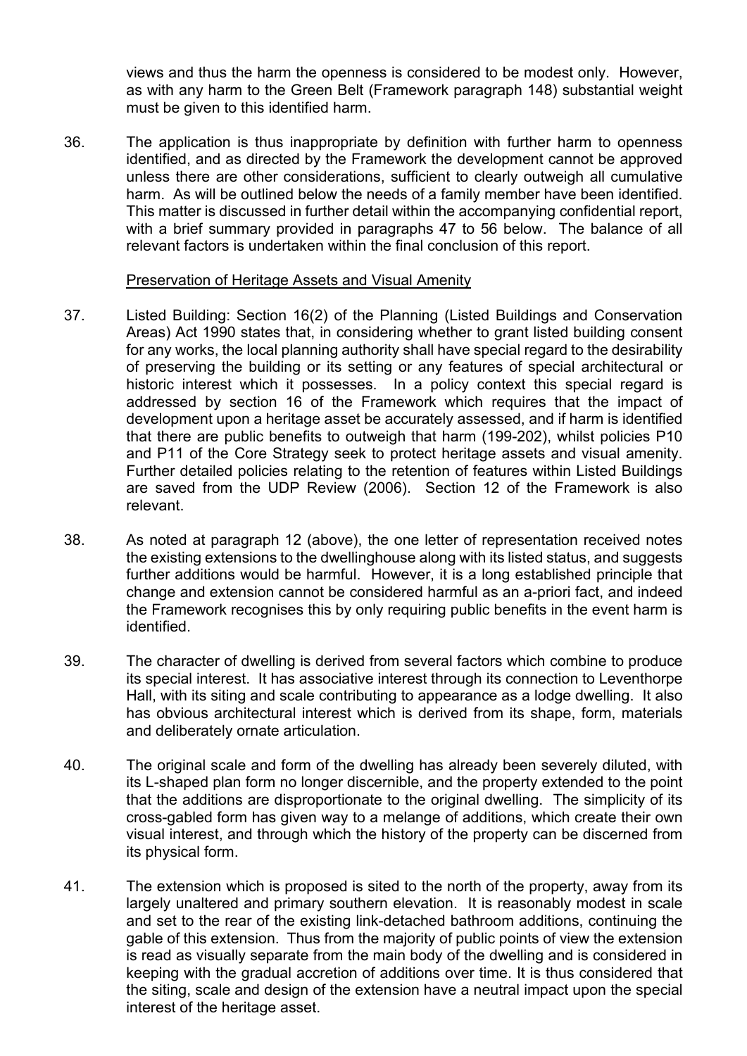views and thus the harm the openness is considered to be modest only. However, as with any harm to the Green Belt (Framework paragraph 148) substantial weight must be given to this identified harm.

36. The application is thus inappropriate by definition with further harm to openness identified, and as directed by the Framework the development cannot be approved unless there are other considerations, sufficient to clearly outweigh all cumulative harm. As will be outlined below the needs of a family member have been identified. This matter is discussed in further detail within the accompanying confidential report, with a brief summary provided in paragraphs 47 to 56 below. The balance of all relevant factors is undertaken within the final conclusion of this report.

Preservation of Heritage Assets and Visual Amenity

37. Listed Building: Section 16(2) of the Planning (Listed Buildings and Conservation Areas) Act 1990 states that, in considering whether to grant listed building consent for any works, the local planning authority shall have special regard to the desirability of preserving the building or its setting or any features of special architectural or historic interest which it possesses. In a policy context this special regard is addressed by section 16 of the Framework which requires that the impact of development upon a heritage asset be accurately assessed, and if harm is identified that there are public benefits to outweigh that harm (199-202), whilst policies P10 and P11 of the Core Strategy seek to protect heritage assets and visual amenity. Further detailed policies relating to the retention of features within Listed Buildings are saved from the UDP Review (2006). Section 12 of the Framework is also relevant.

38. As noted at paragraph 12 (above), the one letter of representation received notes the existing extensions to the dwellinghouse along with its listed status, and suggests further additions would be harmful. However, it is a long established principle that change and extension cannot be considered harmful as an a-priori fact, and indeed the Framework recognises this by only requiring public benefits in the event harm is identified.

39. The character of dwelling is derived from several factors which combine to produce its special interest. It has associative interest through its connection to Leventhorpe Hall, with its siting and scale contributing to appearance as a lodge dwelling. It also has obvious architectural interest which is derived from its shape, form, materials and deliberately ornate articulation.

40. The original scale and form of the dwelling has already been severely diluted, with its L-shaped plan form no longer discernible, and the property extended to the point that the additions are disproportionate to the original dwelling. The simplicity of its cross-gabled form has given way to a melange of additions, which create their own visual interest, and through which the history of the property can be discerned from its physical form.

41. The extension which is proposed is sited to the north of the property, away from its largely unaltered and primary southern elevation. It is reasonably modest in scale and set to the rear of the existing link-detached bathroom additions, continuing the gable of this extension. Thus from the majority of public points of view the extension is read as visually separate from the main body of the dwelling and is considered in keeping with the gradual accretion of additions over time. It is thus considered that the siting, scale and design of the extension have a neutral impact upon the special interest of the heritage asset.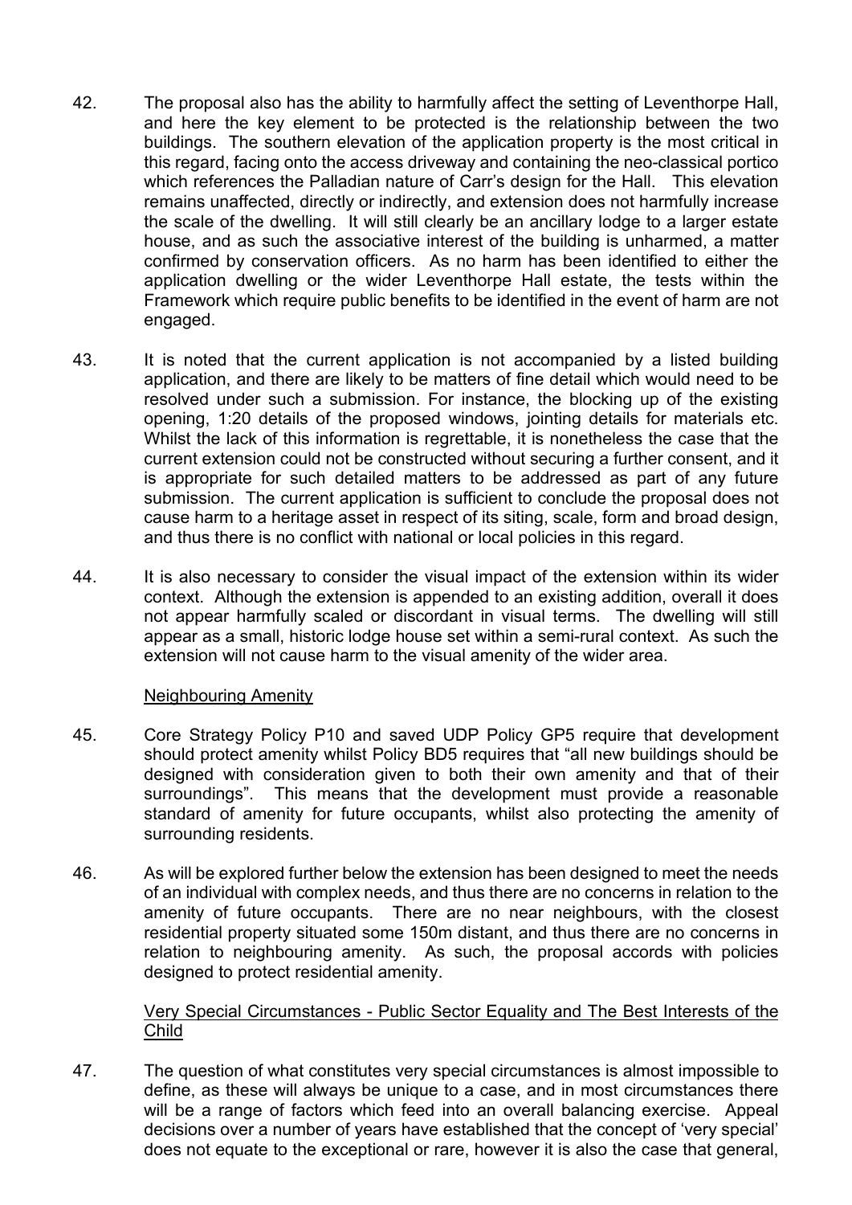42. The proposal also has the ability to harmfully affect the setting of Leventhorpe Hall, and here the key element to be protected is the relationship between the two buildings. The southern elevation of the application property is the most critical in this regard, facing onto the access driveway and containing the neo-classical portico which references the Palladian nature of Carr's design for the Hall. This elevation remains unaffected, directly or indirectly, and extension does not harmfully increase the scale of the dwelling. It will still clearly be an ancillary lodge to a larger estate house, and as such the associative interest of the building is unharmed, a matter confirmed by conservation officers. As no harm has been identified to either the application dwelling or the wider Leventhorpe Hall estate, the tests within the Framework which require public benefits to be identified in the event of harm are not engaged.

43. It is noted that the current application is not accompanied by a listed building application, and there are likely to be matters of fine detail which would need to be resolved under such a submission. For instance, the blocking up of the existing opening, 1:20 details of the proposed windows, jointing details for materials etc. Whilst the lack of this information is regrettable, it is nonetheless the case that the current extension could not be constructed without securing a further consent, and it is appropriate for such detailed matters to be addressed as part of any future submission. The current application is sufficient to conclude the proposal does not cause harm to a heritage asset in respect of its siting, scale, form and broad design, and thus there is no conflict with national or local policies in this regard.

44. It is also necessary to consider the visual impact of the extension within its wider context. Although the extension is appended to an existing addition, overall it does not appear harmfully scaled or discordant in visual terms. The dwelling will still appear as a small, historic lodge house set within a semi-rural context. As such the extension will not cause harm to the visual amenity of the wider area.

<u>Neighbouring Amenity</u>

45. Core Strategy Policy P10 and saved UDP Policy GP5 require that development should protect amenity whilst Policy BD5 requires that "all new buildings should be designed with consideration given to both their own amenity and that of their surroundings". This means that the development must provide a reasonable standard of amenity for future occupants, whilst also protecting the amenity of surrounding residents.

46. As will be explored further below the extension has been designed to meet the needs of an individual with complex needs, and thus there are no concerns in relation to the amenity of future occupants. There are no near neighbours, with the closest residential property situated some 150m distant, and thus there are no concerns in relation to neighbouring amenity. As such, the proposal accords with policies designed to protect residential amenity.

<u>Very Special Circumstances - Public Sector Equality and The Best Interests of the Child</u>

47. The question of what constitutes very special circumstances is almost impossible to define, as these will always be unique to a case, and in most circumstances there will be a range of factors which feed into an overall balancing exercise. Appeal decisions over a number of years have established that the concept of 'very special' does not equate to the exceptional or rare, however it is also the case that general,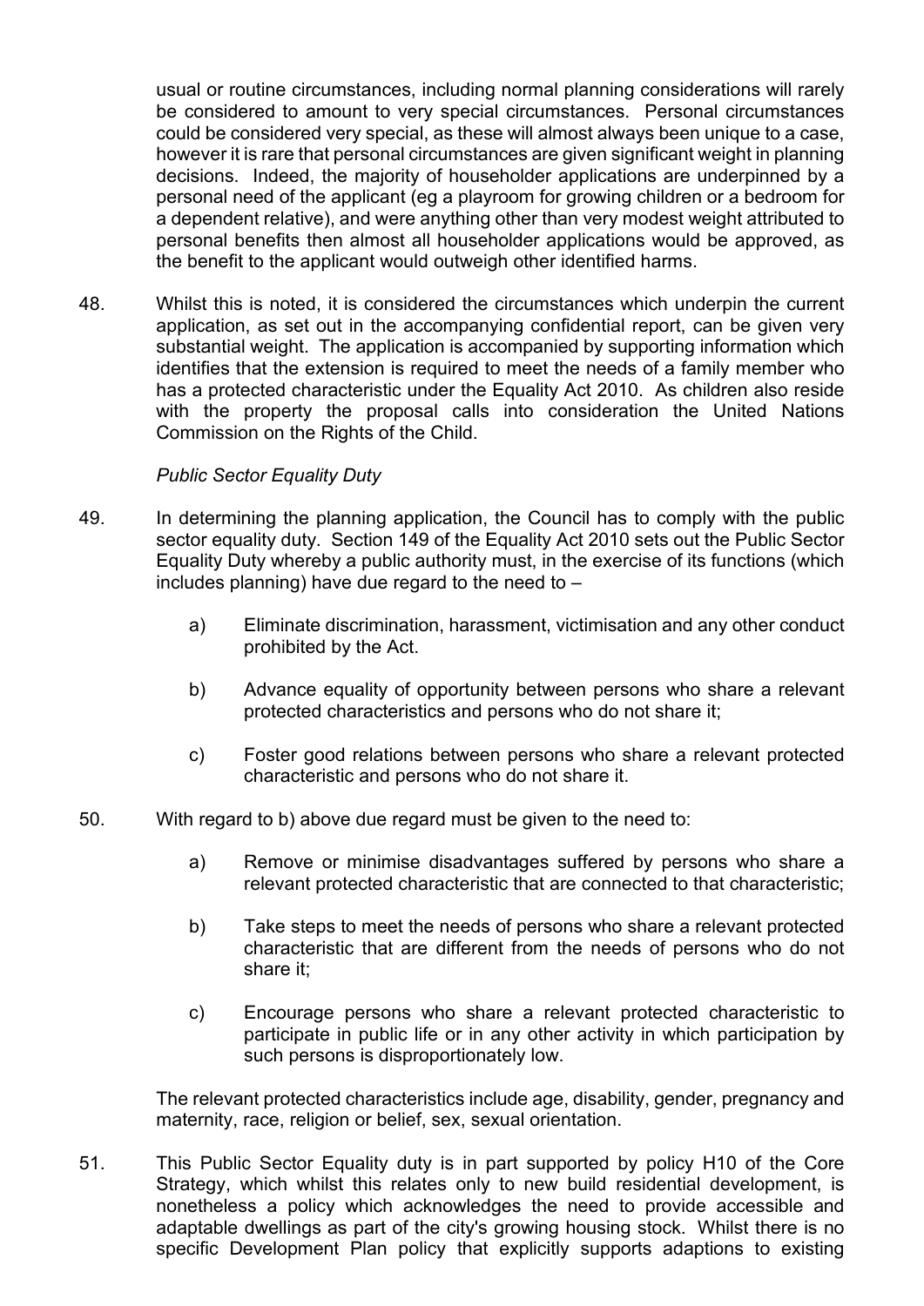usual or routine circumstances, including normal planning considerations will rarely be considered to amount to very special circumstances. Personal circumstances could be considered very special, as these will almost always been unique to a case, however it is rare that personal circumstances are given significant weight in planning decisions. Indeed, the majority of householder applications are underpinned by a personal need of the applicant (eg a playroom for growing children or a bedroom for a dependent relative), and were anything other than very modest weight attributed to personal benefits then almost all householder applications would be approved, as the benefit to the applicant would outweigh other identified harms.

48. Whilst this is noted, it is considered the circumstances which underpin the current application, as set out in the accompanying confidential report, can be given very substantial weight. The application is accompanied by supporting information which identifies that the extension is required to meet the needs of a family member who has a protected characteristic under the Equality Act 2010. As children also reside with the property the proposal calls into consideration the United Nations Commission on the Rights of the Child.

*Public Sector Equality Duty*

49. In determining the planning application, the Council has to comply with the public sector equality duty. Section 149 of the Equality Act 2010 sets out the Public Sector Equality Duty whereby a public authority must, in the exercise of its functions (which includes planning) have due regard to the need to –

   a) Eliminate discrimination, harassment, victimisation and any other conduct prohibited by the Act.

   b) Advance equality of opportunity between persons who share a relevant protected characteristics and persons who do not share it;

   c) Foster good relations between persons who share a relevant protected characteristic and persons who do not share it.

50. With regard to b) above due regard must be given to the need to:

   a) Remove or minimise disadvantages suffered by persons who share a relevant protected characteristic that are connected to that characteristic;

   b) Take steps to meet the needs of persons who share a relevant protected characteristic that are different from the needs of persons who do not share it;

   c) Encourage persons who share a relevant protected characteristic to participate in public life or in any other activity in which participation by such persons is disproportionately low.

   The relevant protected characteristics include age, disability, gender, pregnancy and maternity, race, religion or belief, sex, sexual orientation.

51. This Public Sector Equality duty is in part supported by policy H10 of the Core Strategy, which whilst this relates only to new build residential development, is nonetheless a policy which acknowledges the need to provide accessible and adaptable dwellings as part of the city's growing housing stock. Whilst there is no specific Development Plan policy that explicitly supports adaptions to existing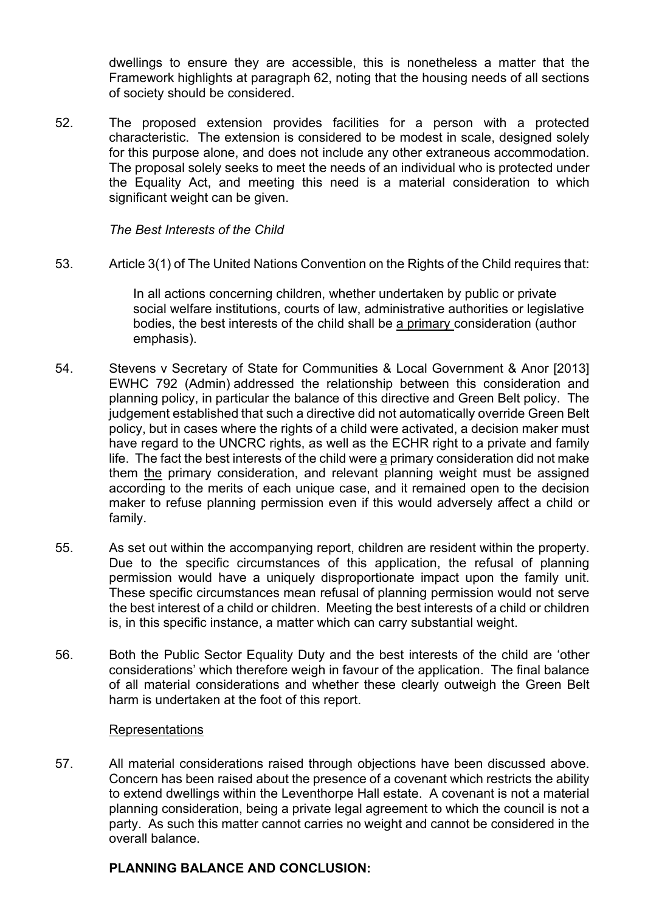dwellings to ensure they are accessible, this is nonetheless a matter that the Framework highlights at paragraph 62, noting that the housing needs of all sections of society should be considered.

52. The proposed extension provides facilities for a person with a protected characteristic. The extension is considered to be modest in scale, designed solely for this purpose alone, and does not include any other extraneous accommodation. The proposal solely seeks to meet the needs of an individual who is protected under the Equality Act, and meeting this need is a material consideration to which significant weight can be given.

*The Best Interests of the Child*

53. Article 3(1) of The United Nations Convention on the Rights of the Child requires that:

> In all actions concerning children, whether undertaken by public or private social welfare institutions, courts of law, administrative authorities or legislative bodies, the best interests of the child shall be <u>a primary</u> consideration (author emphasis).

54. Stevens v Secretary of State for Communities & Local Government & Anor [2013] EWHC 792 (Admin) addressed the relationship between this consideration and planning policy, in particular the balance of this directive and Green Belt policy. The judgement established that such a directive did not automatically override Green Belt policy, but in cases where the rights of a child were activated, a decision maker must have regard to the UNCRC rights, as well as the ECHR right to a private and family life. The fact the best interests of the child were <u>a</u> primary consideration did not make them <u>the</u> primary consideration, and relevant planning weight must be assigned according to the merits of each unique case, and it remained open to the decision maker to refuse planning permission even if this would adversely affect a child or family.

55. As set out within the accompanying report, children are resident within the property. Due to the specific circumstances of this application, the refusal of planning permission would have a uniquely disproportionate impact upon the family unit. These specific circumstances mean refusal of planning permission would not serve the best interest of a child or children. Meeting the best interests of a child or children is, in this specific instance, a matter which can carry substantial weight.

56. Both the Public Sector Equality Duty and the best interests of the child are 'other considerations' which therefore weigh in favour of the application. The final balance of all material considerations and whether these clearly outweigh the Green Belt harm is undertaken at the foot of this report.

<u>Representations</u>

57. All material considerations raised through objections have been discussed above. Concern has been raised about the presence of a covenant which restricts the ability to extend dwellings within the Leventhorpe Hall estate. A covenant is not a material planning consideration, being a private legal agreement to which the council is not a party. As such this matter cannot carries no weight and cannot be considered in the overall balance.

**PLANNING BALANCE AND CONCLUSION:**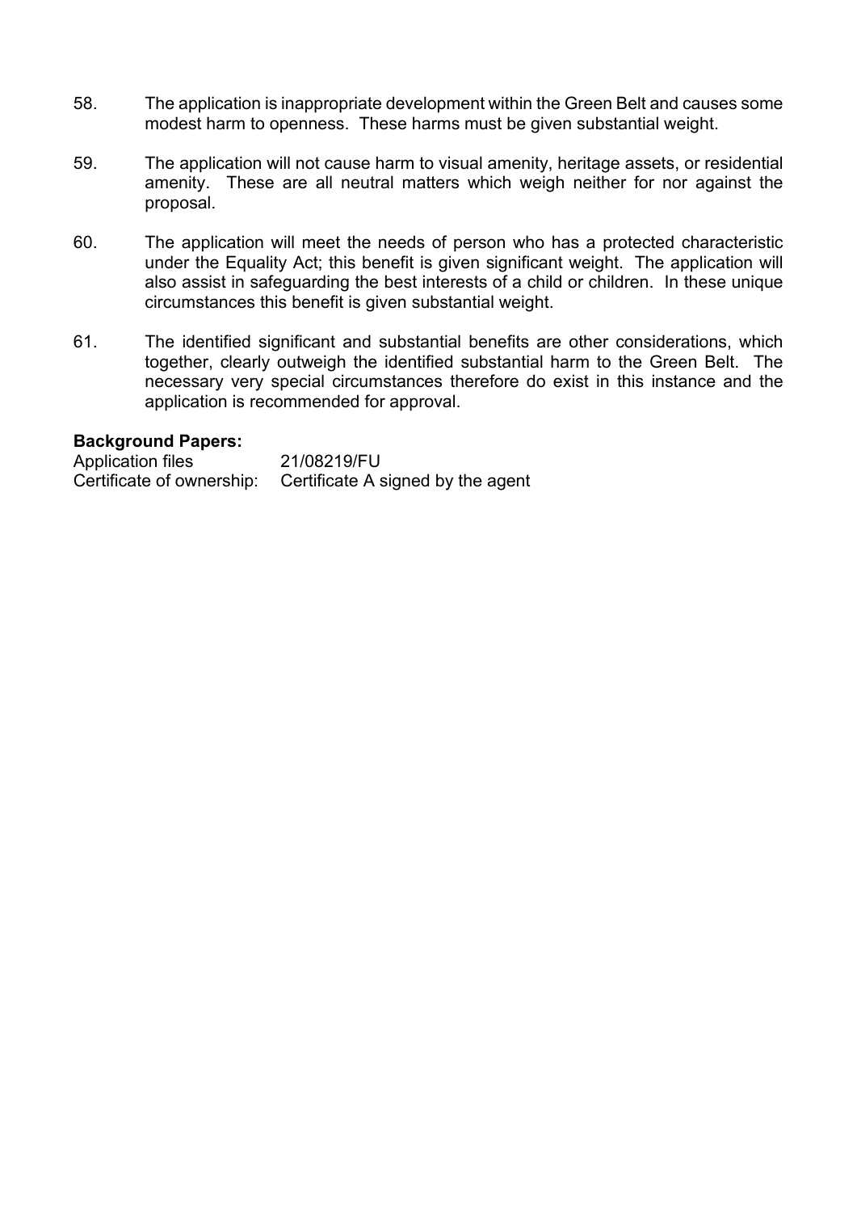58. The application is inappropriate development within the Green Belt and causes some modest harm to openness. These harms must be given substantial weight.

59. The application will not cause harm to visual amenity, heritage assets, or residential amenity. These are all neutral matters which weigh neither for nor against the proposal.

60. The application will meet the needs of person who has a protected characteristic under the Equality Act; this benefit is given significant weight. The application will also assist in safeguarding the best interests of a child or children. In these unique circumstances this benefit is given substantial weight.

61. The identified significant and substantial benefits are other considerations, which together, clearly outweigh the identified substantial harm to the Green Belt. The necessary very special circumstances therefore do exist in this instance and the application is recommended for approval.

**Background Papers:**

Application files 21/08219/FU
Certificate of ownership: Certificate A signed by the agent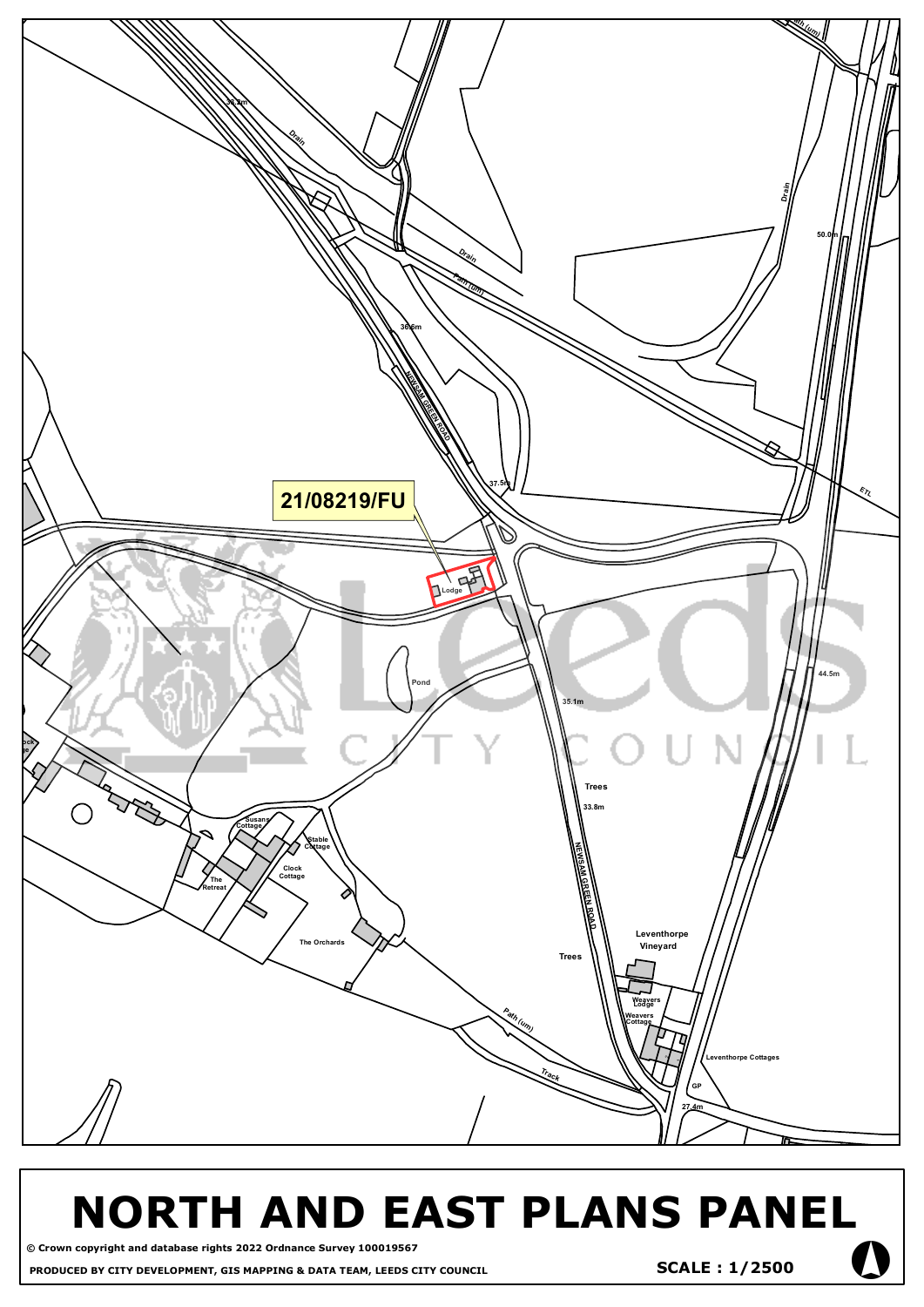21/08219/FU

# NORTH AND EAST PLANS PANEL

© Crown copyright and database rights 2022 Ordnance Survey 100019567

PRODUCED BY CITY DEVELOPMENT, GIS MAPPING & DATA TEAM, LEEDS CITY COUNCIL

SCALE : 1/2500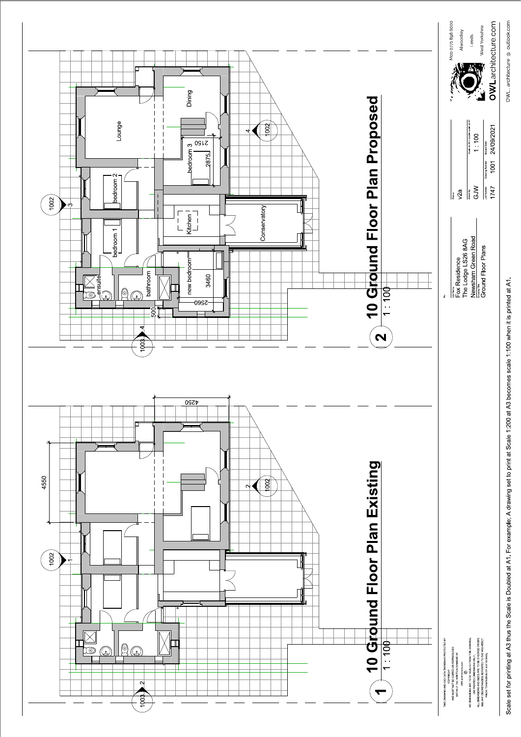## 10 Ground Floor Plan Existing

1 : 100

4550

4250

1002 1

1002 2

1003 2

## 10 Ground Floor Plan Proposed

1 : 100

Lounge

Dining

bedroom 2

bedroom 1

bedroom 3

2875

2150

Kitchen

Conservatory

ensuite

bathroom

new bedroom

3460

2560

500

1002 3

1002 4

1003 4

THIS DRAWING AND CAD DATA THEREIN IS PROTECTED BY COPYRIGHT AND MUST NOT BE COPIED OR REPRODUCED WITHOUT THE WRITTEN CONSENT OF OWL architecture

NO DIMENSIONS ARE TO BE SCALED FROM THIS DRAWING. USE FIGURED DIMENSIONS ONLY. ALL DIMENSIONS AND LEVELS ARE TO BE CHECKED ON SITE AND ANY DISCREPANCIES REPORTED TO THE ARCHITECT PRIOR TO THE START OF ANY WORKS.

| | |
|---|---|
| Job Name | Fox Residence The Lodge LS26 8AG Newsham Green Road |
| Drawing Title | Ground Floor Plans |
| Status | v2a |
| Drawn By | GJW |
| Scale at A3 | 1 : 100 |
| Job Number | 1747 |
| Drawing Number | 1001 |
| Issued Date | 24/09/2021 |

M:00 0771 898 6000

Alwoodley

Leeds

West Yorkshire

OWLarchitecture.com

OWL.architecture @ outlook.com

Scale set for printing at A3 thus the Scale is Doubled at A1. For example; A drawing set to print at Scale 1:200 at A3 becomes scale 1:100 when it is printed at A1.